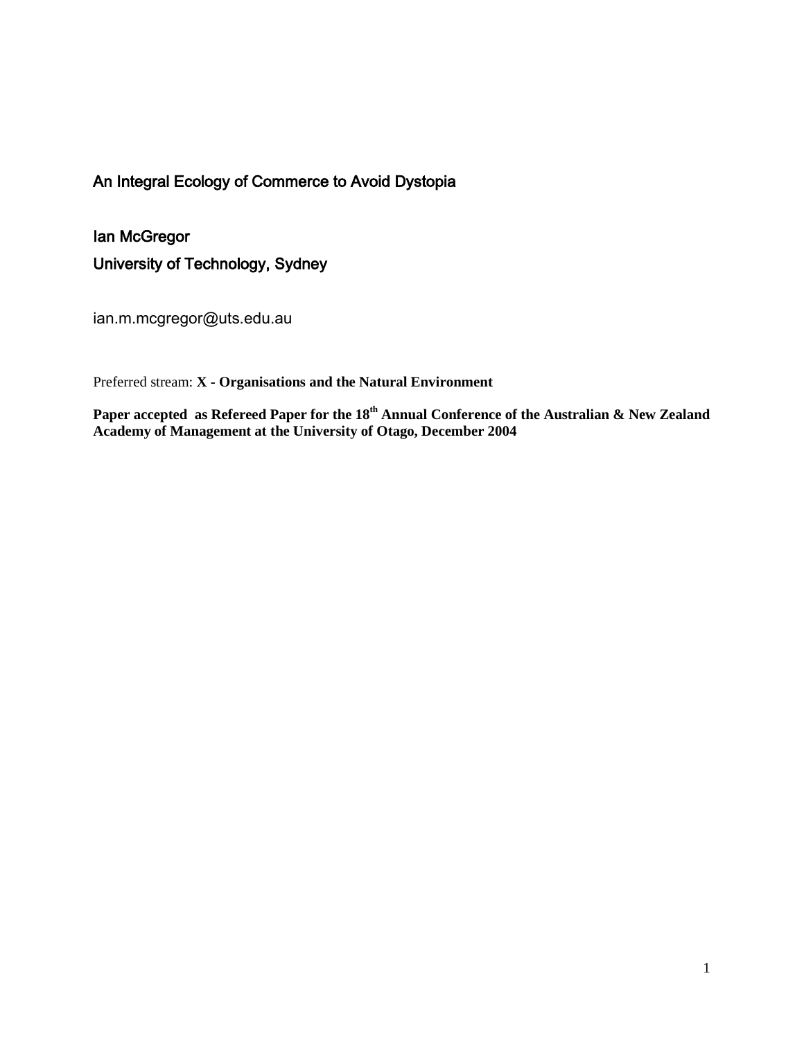# An Integral Ecology of Commerce to Avoid Dystopia

## Ian McGregor

## University of Technology, Sydney

ian.m.mcgregor@uts.edu.au

Preferred stream: **X - Organisations and the Natural Environment**

**Paper accepted as Refereed Paper for the 18th Annual Conference of the Australian & New Zealand Academy of Management at the University of Otago, December 2004**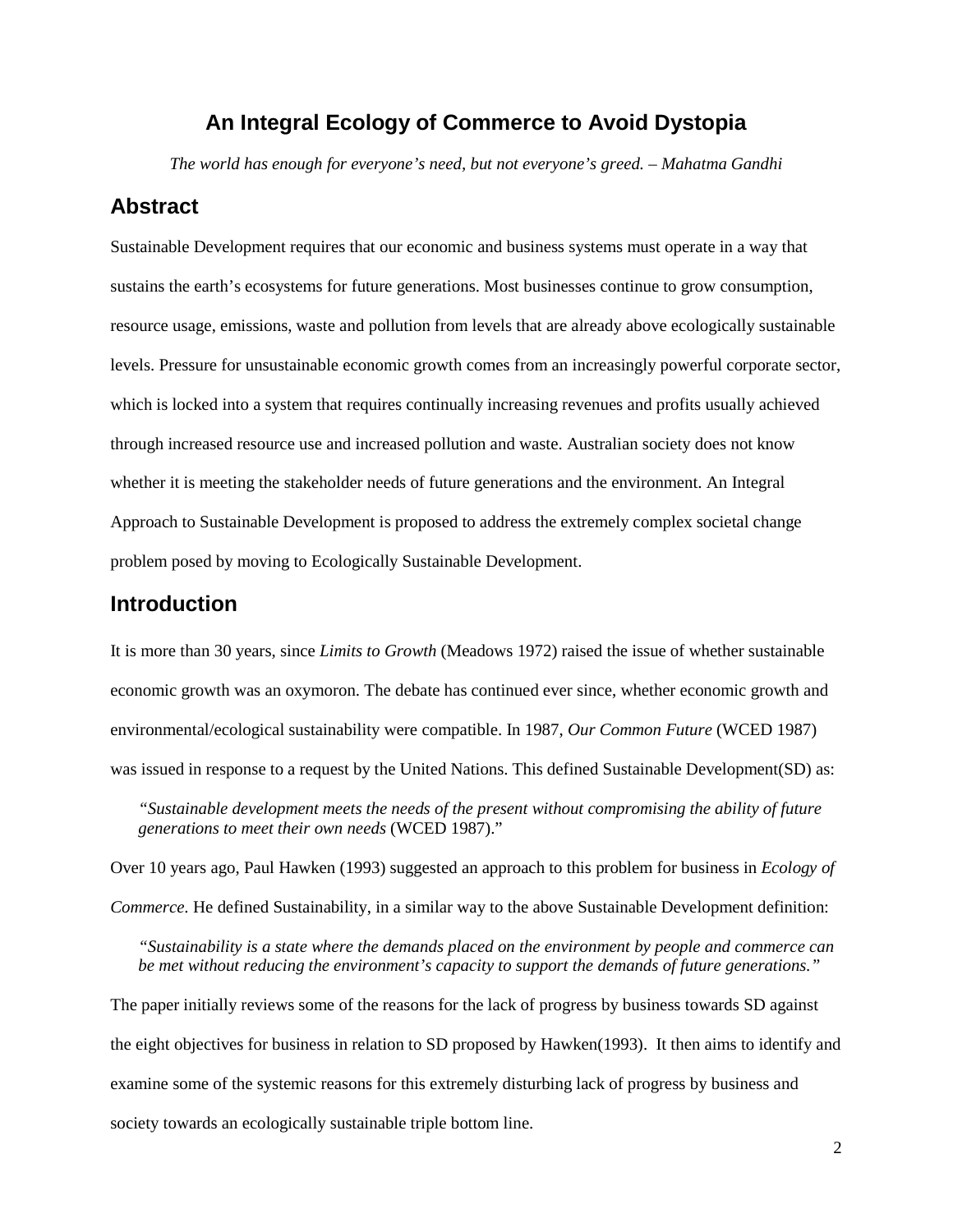# An Integral Ecology of Commerce to Avoid Dystopia

*The world has enough for everyone's need, but not everyone's greed. – Mahatma Gandhi*

## Abstract

Sustainable Development requires that our economic and business systems must operate in a way that sustains the earth's ecosystems for future generations. Most businesses continue to grow consumption, resource usage, emissions, waste and pollution from levels that are already above ecologically sustainable levels. Pressure for unsustainable economic growth comes from an increasingly powerful corporate sector, which is locked into a system that requires continually increasing revenues and profits usually achieved through increased resource use and increased pollution and waste. Australian society does not know whether it is meeting the stakeholder needs of future generations and the environment. An Integral Approach to Sustainable Development is proposed to address the extremely complex societal change problem posed by moving to Ecologically Sustainable Development.

## Introduction

It is more than 30 years, since *Limits to Growth* (Meadows 1972) raised the issue of whether sustainable economic growth was an oxymoron. The debate has continued ever since, whether economic growth and environmental/ecological sustainability were compatible. In 1987, *Our Common Future* (WCED 1987) was issued in response to a request by the United Nations. This defined Sustainable Development(SD) as:

> *"Sustainable development meets the needs of the present without compromising the ability of future generations to meet their own needs* (WCED 1987)."

Over 10 years ago, Paul Hawken (1993) suggested an approach to this problem for business in *Ecology of Commerce*. He defined Sustainability, in a similar way to the above Sustainable Development definition:

> *"Sustainability is a state where the demands placed on the environment by people and commerce can be met without reducing the environment's capacity to support the demands of future generations."*

The paper initially reviews some of the reasons for the lack of progress by business towards SD against the eight objectives for business in relation to SD proposed by Hawken(1993). It then aims to identify and examine some of the systemic reasons for this extremely disturbing lack of progress by business and society towards an ecologically sustainable triple bottom line.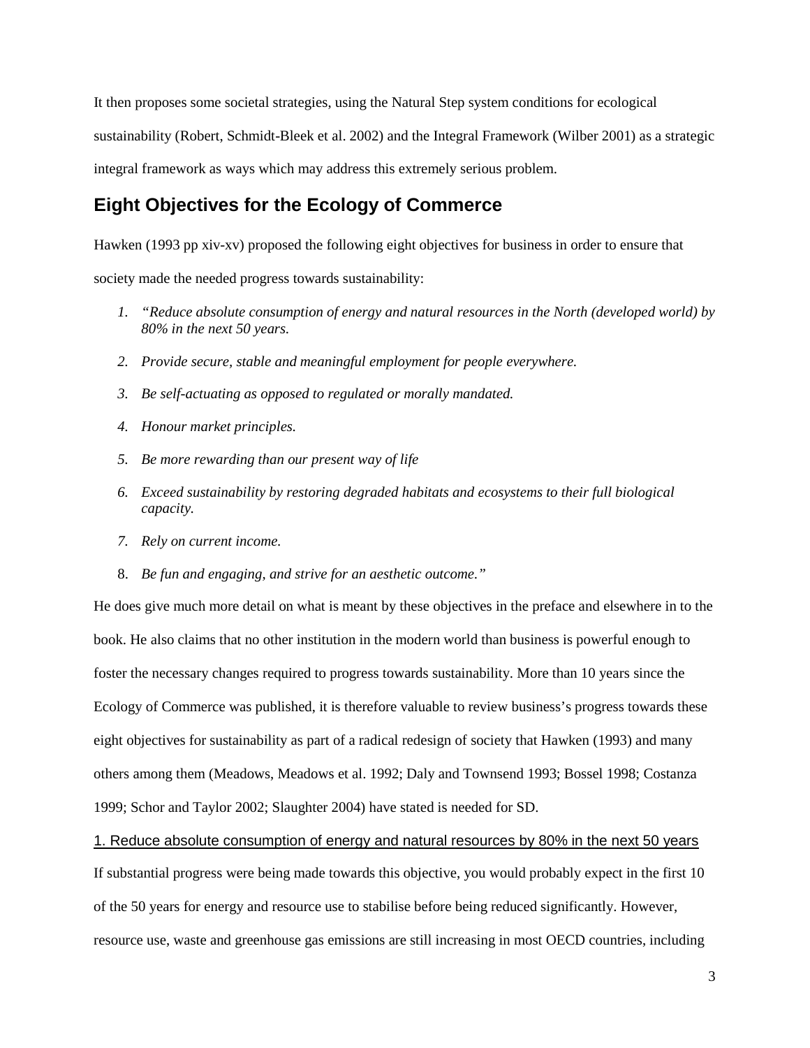It then proposes some societal strategies, using the Natural Step system conditions for ecological sustainability (Robert, Schmidt-Bleek et al. 2002) and the Integral Framework (Wilber 2001) as a strategic integral framework as ways which may address this extremely serious problem.

## Eight Objectives for the Ecology of Commerce

Hawken (1993 pp xiv-xv) proposed the following eight objectives for business in order to ensure that society made the needed progress towards sustainability:

1. *"Reduce absolute consumption of energy and natural resources in the North (developed world) by 80% in the next 50 years.*
2. *Provide secure, stable and meaningful employment for people everywhere.*
3. *Be self-actuating as opposed to regulated or morally mandated.*
4. *Honour market principles.*
5. *Be more rewarding than our present way of life*
6. *Exceed sustainability by restoring degraded habitats and ecosystems to their full biological capacity.*
7. *Rely on current income.*
8. *Be fun and engaging, and strive for an aesthetic outcome."*

He does give much more detail on what is meant by these objectives in the preface and elsewhere in to the book. He also claims that no other institution in the modern world than business is powerful enough to foster the necessary changes required to progress towards sustainability. More than 10 years since the Ecology of Commerce was published, it is therefore valuable to review business's progress towards these eight objectives for sustainability as part of a radical redesign of society that Hawken (1993) and many others among them (Meadows, Meadows et al. 1992; Daly and Townsend 1993; Bossel 1998; Costanza 1999; Schor and Taylor 2002; Slaughter 2004) have stated is needed for SD.

### 1. Reduce absolute consumption of energy and natural resources by 80% in the next 50 years

If substantial progress were being made towards this objective, you would probably expect in the first 10 of the 50 years for energy and resource use to stabilise before being reduced significantly. However, resource use, waste and greenhouse gas emissions are still increasing in most OECD countries, including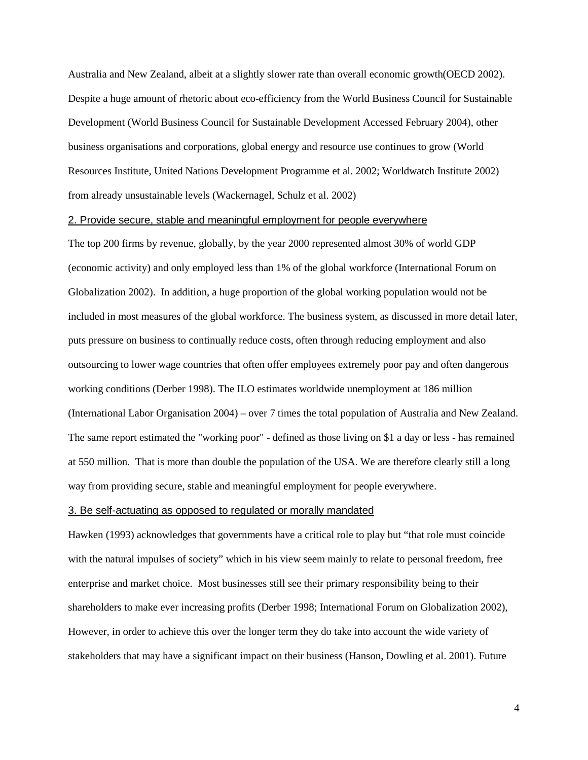Australia and New Zealand, albeit at a slightly slower rate than overall economic growth(OECD 2002). Despite a huge amount of rhetoric about eco-efficiency from the World Business Council for Sustainable Development (World Business Council for Sustainable Development Accessed February 2004), other business organisations and corporations, global energy and resource use continues to grow (World Resources Institute, United Nations Development Programme et al. 2002; Worldwatch Institute 2002) from already unsustainable levels (Wackernagel, Schulz et al. 2002)

### 2. Provide secure, stable and meaningful employment for people everywhere

The top 200 firms by revenue, globally, by the year 2000 represented almost 30% of world GDP (economic activity) and only employed less than 1% of the global workforce (International Forum on Globalization 2002). In addition, a huge proportion of the global working population would not be included in most measures of the global workforce. The business system, as discussed in more detail later, puts pressure on business to continually reduce costs, often through reducing employment and also outsourcing to lower wage countries that often offer employees extremely poor pay and often dangerous working conditions (Derber 1998). The ILO estimates worldwide unemployment at 186 million (International Labor Organisation 2004) – over 7 times the total population of Australia and New Zealand. The same report estimated the "working poor" - defined as those living on $1 a day or less - has remained at 550 million. That is more than double the population of the USA. We are therefore clearly still a long way from providing secure, stable and meaningful employment for people everywhere.

### 3. Be self-actuating as opposed to regulated or morally mandated

Hawken (1993) acknowledges that governments have a critical role to play but "that role must coincide with the natural impulses of society" which in his view seem mainly to relate to personal freedom, free enterprise and market choice. Most businesses still see their primary responsibility being to their shareholders to make ever increasing profits (Derber 1998; International Forum on Globalization 2002), However, in order to achieve this over the longer term they do take into account the wide variety of stakeholders that may have a significant impact on their business (Hanson, Dowling et al. 2001). Future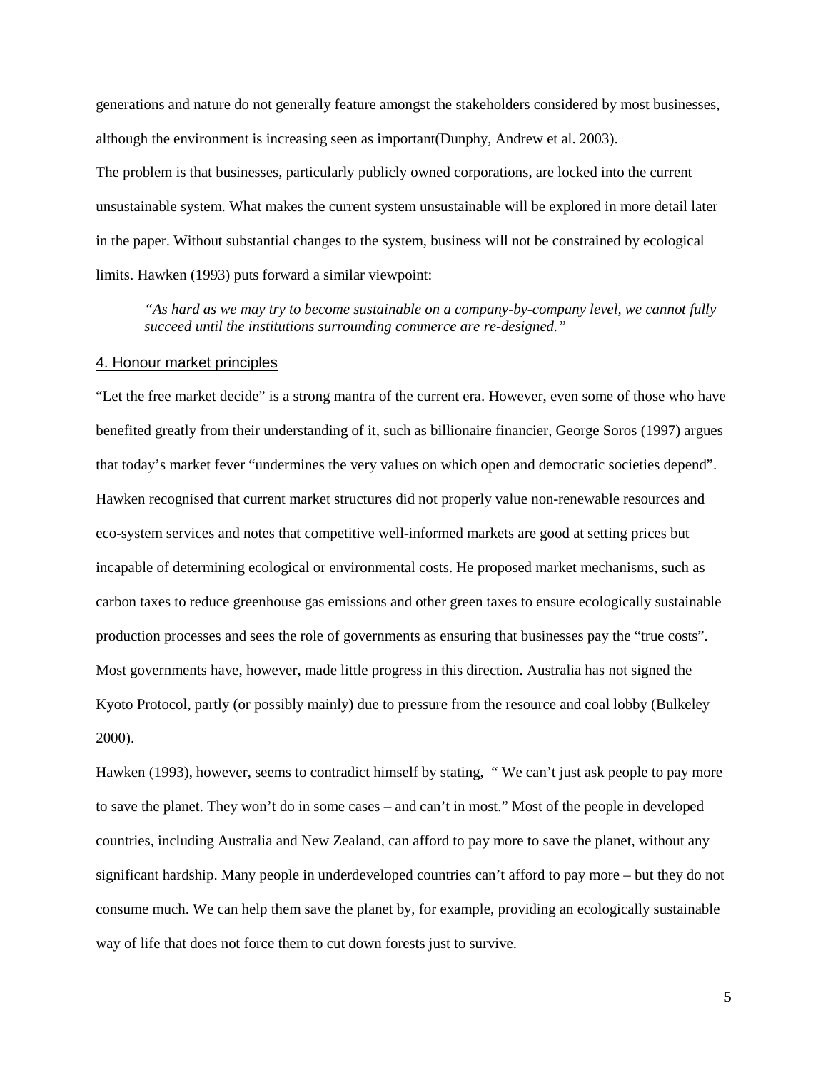generations and nature do not generally feature amongst the stakeholders considered by most businesses, although the environment is increasing seen as important(Dunphy, Andrew et al. 2003).

The problem is that businesses, particularly publicly owned corporations, are locked into the current unsustainable system. What makes the current system unsustainable will be explored in more detail later in the paper. Without substantial changes to the system, business will not be constrained by ecological limits. Hawken (1993) puts forward a similar viewpoint:

> *"As hard as we may try to become sustainable on a company-by-company level, we cannot fully succeed until the institutions surrounding commerce are re-designed."*

## 4. Honour market principles

"Let the free market decide" is a strong mantra of the current era. However, even some of those who have benefited greatly from their understanding of it, such as billionaire financier, George Soros (1997) argues that today's market fever "undermines the very values on which open and democratic societies depend". Hawken recognised that current market structures did not properly value non-renewable resources and eco-system services and notes that competitive well-informed markets are good at setting prices but incapable of determining ecological or environmental costs. He proposed market mechanisms, such as carbon taxes to reduce greenhouse gas emissions and other green taxes to ensure ecologically sustainable production processes and sees the role of governments as ensuring that businesses pay the "true costs". Most governments have, however, made little progress in this direction. Australia has not signed the Kyoto Protocol, partly (or possibly mainly) due to pressure from the resource and coal lobby (Bulkeley 2000).

Hawken (1993), however, seems to contradict himself by stating, " We can't just ask people to pay more to save the planet. They won't do in some cases – and can't in most." Most of the people in developed countries, including Australia and New Zealand, can afford to pay more to save the planet, without any significant hardship. Many people in underdeveloped countries can't afford to pay more – but they do not consume much. We can help them save the planet by, for example, providing an ecologically sustainable way of life that does not force them to cut down forests just to survive.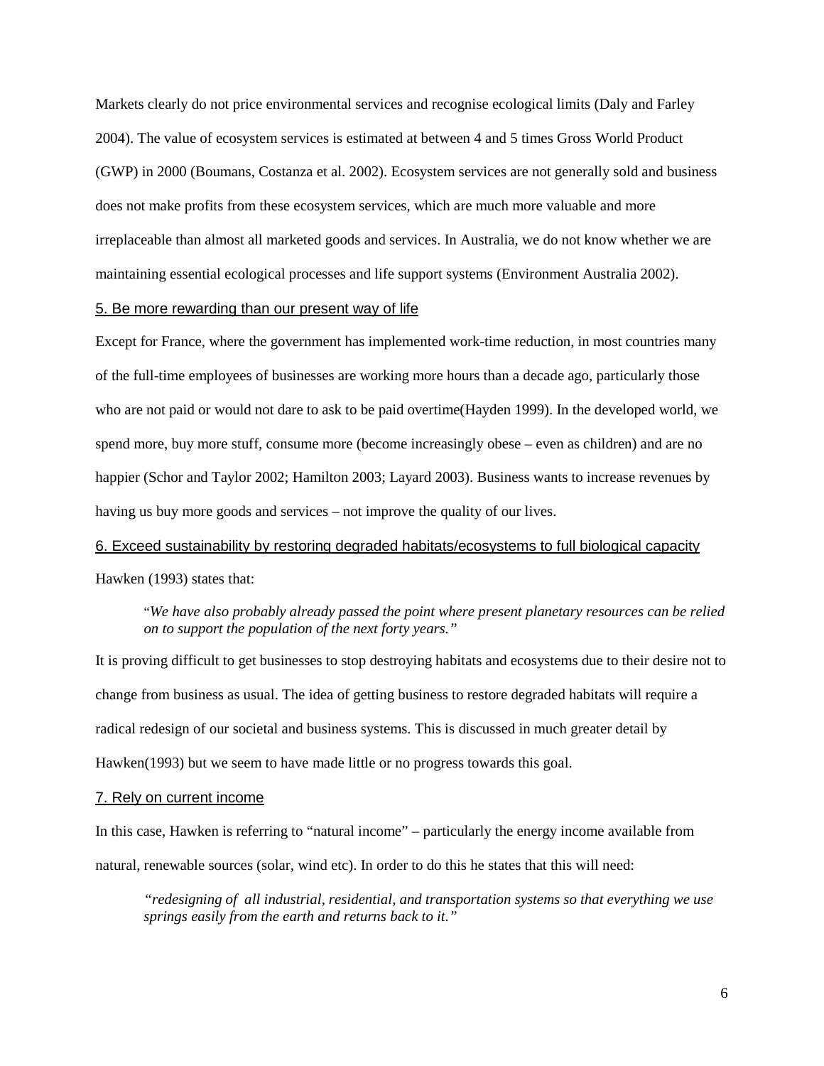Markets clearly do not price environmental services and recognise ecological limits (Daly and Farley 2004). The value of ecosystem services is estimated at between 4 and 5 times Gross World Product (GWP) in 2000 (Boumans, Costanza et al. 2002). Ecosystem services are not generally sold and business does not make profits from these ecosystem services, which are much more valuable and more irreplaceable than almost all marketed goods and services. In Australia, we do not know whether we are maintaining essential ecological processes and life support systems (Environment Australia 2002).

<u>5. Be more rewarding than our present way of life</u>

Except for France, where the government has implemented work-time reduction, in most countries many of the full-time employees of businesses are working more hours than a decade ago, particularly those who are not paid or would not dare to ask to be paid overtime(Hayden 1999). In the developed world, we spend more, buy more stuff, consume more (become increasingly obese – even as children) and are no happier (Schor and Taylor 2002; Hamilton 2003; Layard 2003). Business wants to increase revenues by having us buy more goods and services – not improve the quality of our lives.

<u>6. Exceed sustainability by restoring degraded habitats/ecosystems to full biological capacity</u>

Hawken (1993) states that:

> "*We have also probably already passed the point where present planetary resources can be relied on to support the population of the next forty years."*

It is proving difficult to get businesses to stop destroying habitats and ecosystems due to their desire not to change from business as usual. The idea of getting business to restore degraded habitats will require a radical redesign of our societal and business systems. This is discussed in much greater detail by Hawken(1993) but we seem to have made little or no progress towards this goal.

<u>7. Rely on current income</u>

In this case, Hawken is referring to "natural income" – particularly the energy income available from natural, renewable sources (solar, wind etc). In order to do this he states that this will need:

> *"redesigning of all industrial, residential, and transportation systems so that everything we use springs easily from the earth and returns back to it."*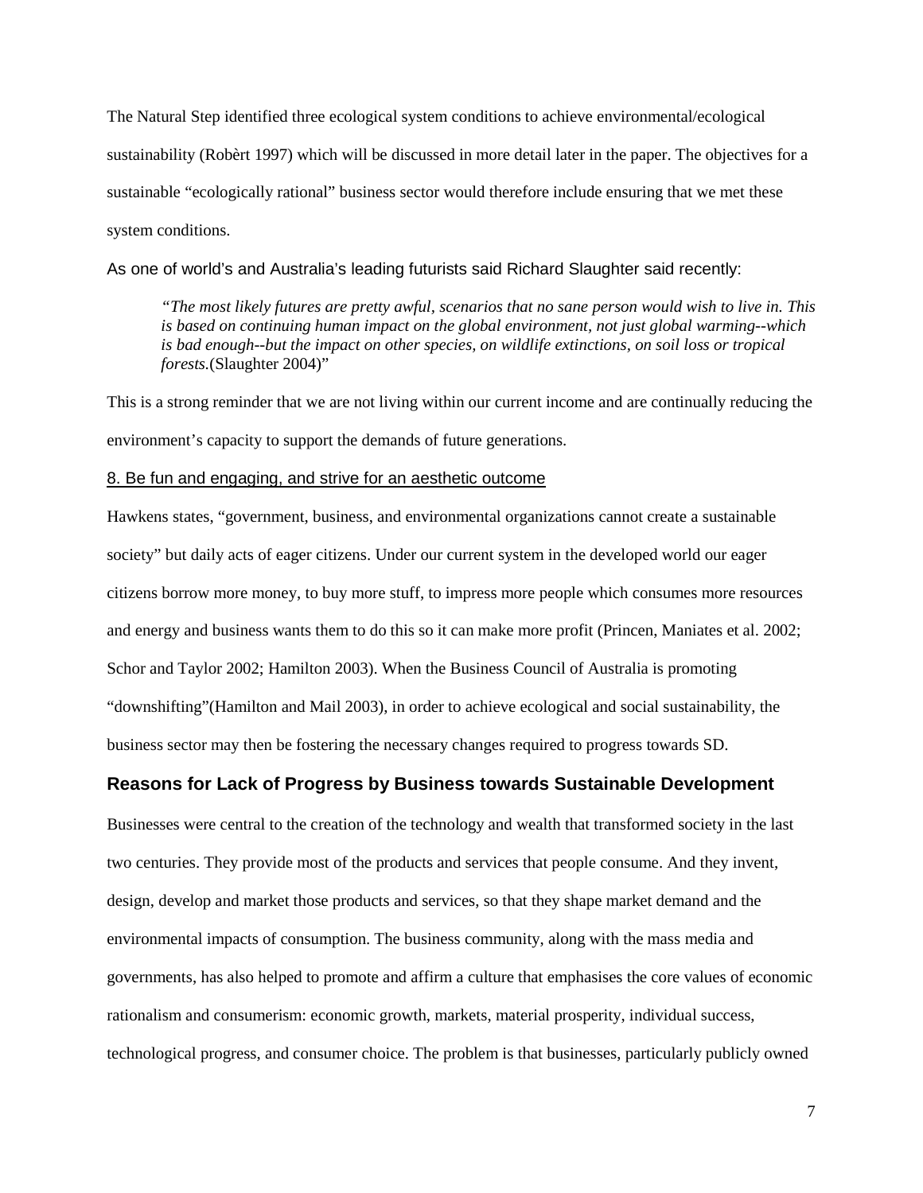The Natural Step identified three ecological system conditions to achieve environmental/ecological sustainability (Robèrt 1997) which will be discussed in more detail later in the paper. The objectives for a sustainable "ecologically rational" business sector would therefore include ensuring that we met these system conditions.

As one of world's and Australia's leading futurists said Richard Slaughter said recently:

> *"The most likely futures are pretty awful, scenarios that no sane person would wish to live in. This is based on continuing human impact on the global environment, not just global warming--which is bad enough--but the impact on other species, on wildlife extinctions, on soil loss or tropical forests.*(Slaughter 2004)"

This is a strong reminder that we are not living within our current income and are continually reducing the environment's capacity to support the demands of future generations.

8. Be fun and engaging, and strive for an aesthetic outcome

Hawkens states, "government, business, and environmental organizations cannot create a sustainable society" but daily acts of eager citizens. Under our current system in the developed world our eager citizens borrow more money, to buy more stuff, to impress more people which consumes more resources and energy and business wants them to do this so it can make more profit (Princen, Maniates et al. 2002; Schor and Taylor 2002; Hamilton 2003). When the Business Council of Australia is promoting "downshifting"(Hamilton and Mail 2003), in order to achieve ecological and social sustainability, the business sector may then be fostering the necessary changes required to progress towards SD.

## Reasons for Lack of Progress by Business towards Sustainable Development

Businesses were central to the creation of the technology and wealth that transformed society in the last two centuries. They provide most of the products and services that people consume. And they invent, design, develop and market those products and services, so that they shape market demand and the environmental impacts of consumption. The business community, along with the mass media and governments, has also helped to promote and affirm a culture that emphasises the core values of economic rationalism and consumerism: economic growth, markets, material prosperity, individual success, technological progress, and consumer choice. The problem is that businesses, particularly publicly owned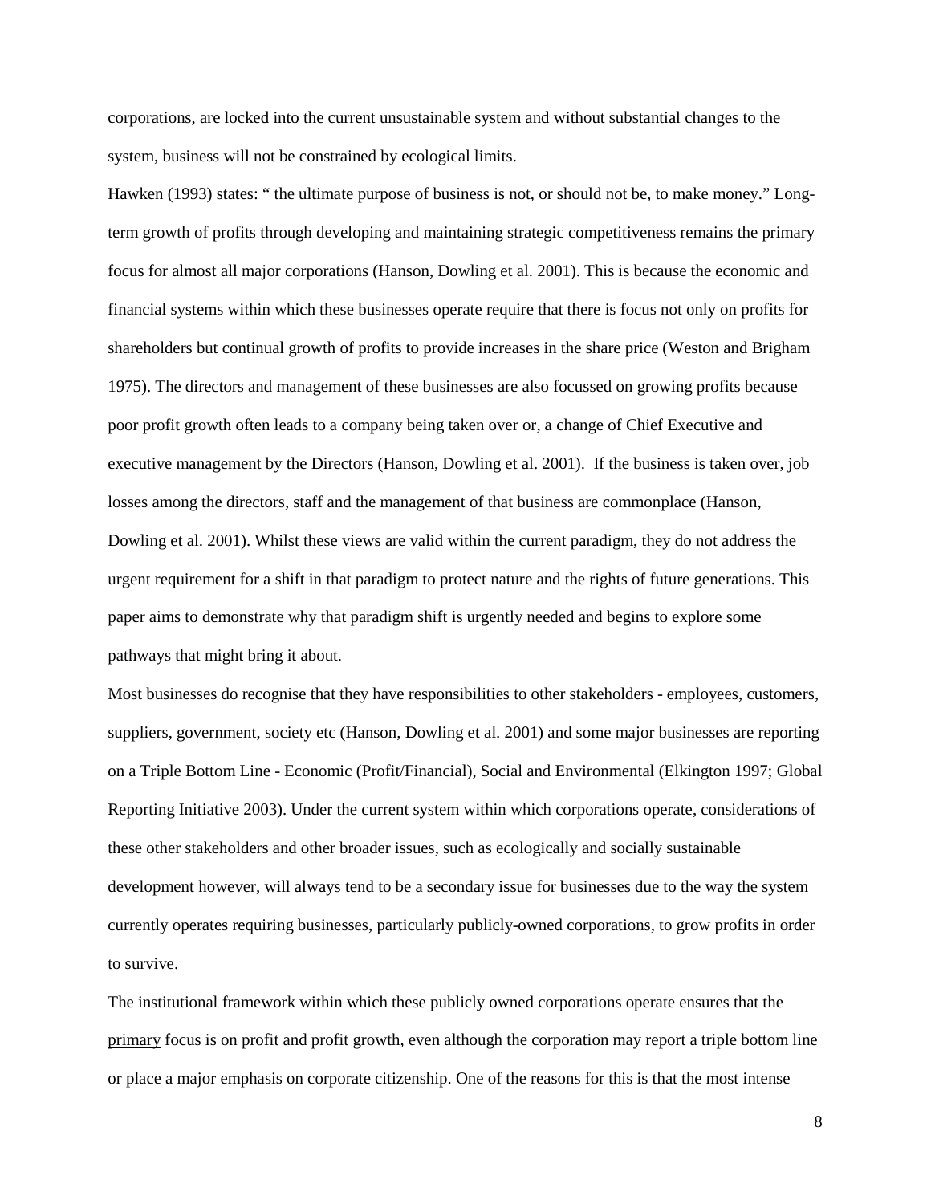corporations, are locked into the current unsustainable system and without substantial changes to the system, business will not be constrained by ecological limits.

Hawken (1993) states: " the ultimate purpose of business is not, or should not be, to make money." Long-term growth of profits through developing and maintaining strategic competitiveness remains the primary focus for almost all major corporations (Hanson, Dowling et al. 2001). This is because the economic and financial systems within which these businesses operate require that there is focus not only on profits for shareholders but continual growth of profits to provide increases in the share price (Weston and Brigham 1975). The directors and management of these businesses are also focussed on growing profits because poor profit growth often leads to a company being taken over or, a change of Chief Executive and executive management by the Directors (Hanson, Dowling et al. 2001). If the business is taken over, job losses among the directors, staff and the management of that business are commonplace (Hanson, Dowling et al. 2001). Whilst these views are valid within the current paradigm, they do not address the urgent requirement for a shift in that paradigm to protect nature and the rights of future generations. This paper aims to demonstrate why that paradigm shift is urgently needed and begins to explore some pathways that might bring it about.

Most businesses do recognise that they have responsibilities to other stakeholders - employees, customers, suppliers, government, society etc (Hanson, Dowling et al. 2001) and some major businesses are reporting on a Triple Bottom Line - Economic (Profit/Financial), Social and Environmental (Elkington 1997; Global Reporting Initiative 2003). Under the current system within which corporations operate, considerations of these other stakeholders and other broader issues, such as ecologically and socially sustainable development however, will always tend to be a secondary issue for businesses due to the way the system currently operates requiring businesses, particularly publicly-owned corporations, to grow profits in order to survive.

The institutional framework within which these publicly owned corporations operate ensures that the <u>primary</u> focus is on profit and profit growth, even although the corporation may report a triple bottom line or place a major emphasis on corporate citizenship. One of the reasons for this is that the most intense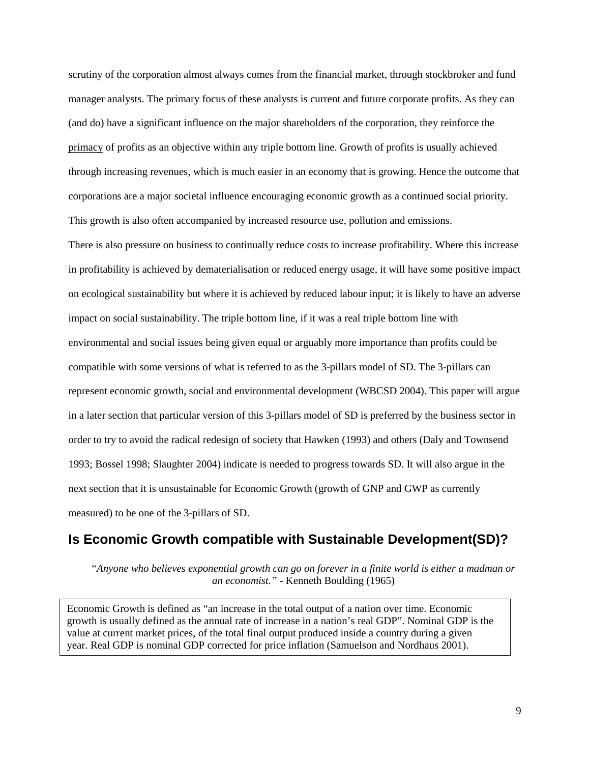scrutiny of the corporation almost always comes from the financial market, through stockbroker and fund manager analysts. The primary focus of these analysts is current and future corporate profits. As they can (and do) have a significant influence on the major shareholders of the corporation, they reinforce the primacy of profits as an objective within any triple bottom line. Growth of profits is usually achieved through increasing revenues, which is much easier in an economy that is growing. Hence the outcome that corporations are a major societal influence encouraging economic growth as a continued social priority. This growth is also often accompanied by increased resource use, pollution and emissions.

There is also pressure on business to continually reduce costs to increase profitability. Where this increase in profitability is achieved by dematerialisation or reduced energy usage, it will have some positive impact on ecological sustainability but where it is achieved by reduced labour input; it is likely to have an adverse impact on social sustainability. The triple bottom line, if it was a real triple bottom line with environmental and social issues being given equal or arguably more importance than profits could be compatible with some versions of what is referred to as the 3-pillars model of SD. The 3-pillars can represent economic growth, social and environmental development (WBCSD 2004). This paper will argue in a later section that particular version of this 3-pillars model of SD is preferred by the business sector in order to try to avoid the radical redesign of society that Hawken (1993) and others (Daly and Townsend 1993; Bossel 1998; Slaughter 2004) indicate is needed to progress towards SD. It will also argue in the next section that it is unsustainable for Economic Growth (growth of GNP and GWP as currently measured) to be one of the 3-pillars of SD.

## Is Economic Growth compatible with Sustainable Development(SD)?

> *"Anyone who believes exponential growth can go on forever in a finite world is either a madman or an economist."* - Kenneth Boulding (1965)

> Economic Growth is defined as "an increase in the total output of a nation over time. Economic growth is usually defined as the annual rate of increase in a nation's real GDP". Nominal GDP is the value at current market prices, of the total final output produced inside a country during a given year. Real GDP is nominal GDP corrected for price inflation (Samuelson and Nordhaus 2001).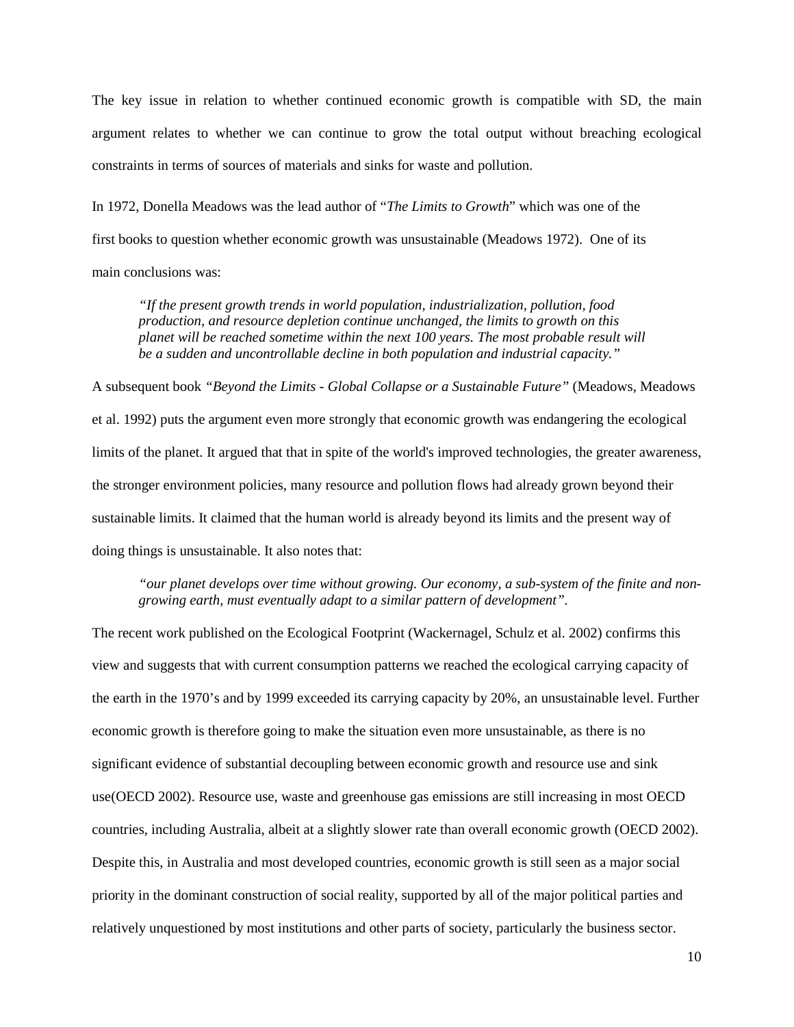The key issue in relation to whether continued economic growth is compatible with SD, the main argument relates to whether we can continue to grow the total output without breaching ecological constraints in terms of sources of materials and sinks for waste and pollution.

In 1972, Donella Meadows was the lead author of "*The Limits to Growth*" which was one of the first books to question whether economic growth was unsustainable (Meadows 1972). One of its main conclusions was:

> *"If the present growth trends in world population, industrialization, pollution, food production, and resource depletion continue unchanged, the limits to growth on this planet will be reached sometime within the next 100 years. The most probable result will be a sudden and uncontrollable decline in both population and industrial capacity."*

A subsequent book *"Beyond the Limits - Global Collapse or a Sustainable Future"* (Meadows, Meadows et al. 1992) puts the argument even more strongly that economic growth was endangering the ecological limits of the planet. It argued that that in spite of the world's improved technologies, the greater awareness, the stronger environment policies, many resource and pollution flows had already grown beyond their sustainable limits. It claimed that the human world is already beyond its limits and the present way of doing things is unsustainable. It also notes that:

> *"our planet develops over time without growing. Our economy, a sub-system of the finite and non-growing earth, must eventually adapt to a similar pattern of development".*

The recent work published on the Ecological Footprint (Wackernagel, Schulz et al. 2002) confirms this view and suggests that with current consumption patterns we reached the ecological carrying capacity of the earth in the 1970's and by 1999 exceeded its carrying capacity by 20%, an unsustainable level. Further economic growth is therefore going to make the situation even more unsustainable, as there is no significant evidence of substantial decoupling between economic growth and resource use and sink use(OECD 2002). Resource use, waste and greenhouse gas emissions are still increasing in most OECD countries, including Australia, albeit at a slightly slower rate than overall economic growth (OECD 2002). Despite this, in Australia and most developed countries, economic growth is still seen as a major social priority in the dominant construction of social reality, supported by all of the major political parties and relatively unquestioned by most institutions and other parts of society, particularly the business sector.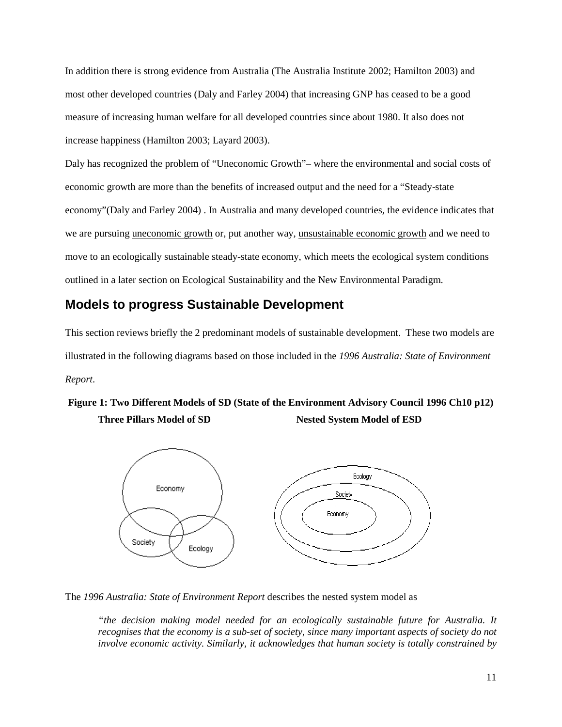In addition there is strong evidence from Australia (The Australia Institute 2002; Hamilton 2003) and most other developed countries (Daly and Farley 2004) that increasing GNP has ceased to be a good measure of increasing human welfare for all developed countries since about 1980. It also does not increase happiness (Hamilton 2003; Layard 2003).

Daly has recognized the problem of "Uneconomic Growth"– where the environmental and social costs of economic growth are more than the benefits of increased output and the need for a "Steady-state economy"(Daly and Farley 2004) . In Australia and many developed countries, the evidence indicates that we are pursuing uneconomic growth or, put another way, unsustainable economic growth and we need to move to an ecologically sustainable steady-state economy, which meets the ecological system conditions outlined in a later section on Ecological Sustainability and the New Environmental Paradigm.

## Models to progress Sustainable Development

This section reviews briefly the 2 predominant models of sustainable development. These two models are illustrated in the following diagrams based on those included in the *1996 Australia: State of Environment Report*.

**Figure 1: Two Different Models of SD (State of the Environment Advisory Council 1996 Ch10 p12)**

**Three Pillars Model of SD** | **Nested System Model of ESD**

Economy | Society | Ecology

Ecology | Society | Economy

The *1996 Australia: State of Environment Report* describes the nested system model as

> *"the decision making model needed for an ecologically sustainable future for Australia. It recognises that the economy is a sub-set of society, since many important aspects of society do not involve economic activity. Similarly, it acknowledges that human society is totally constrained by*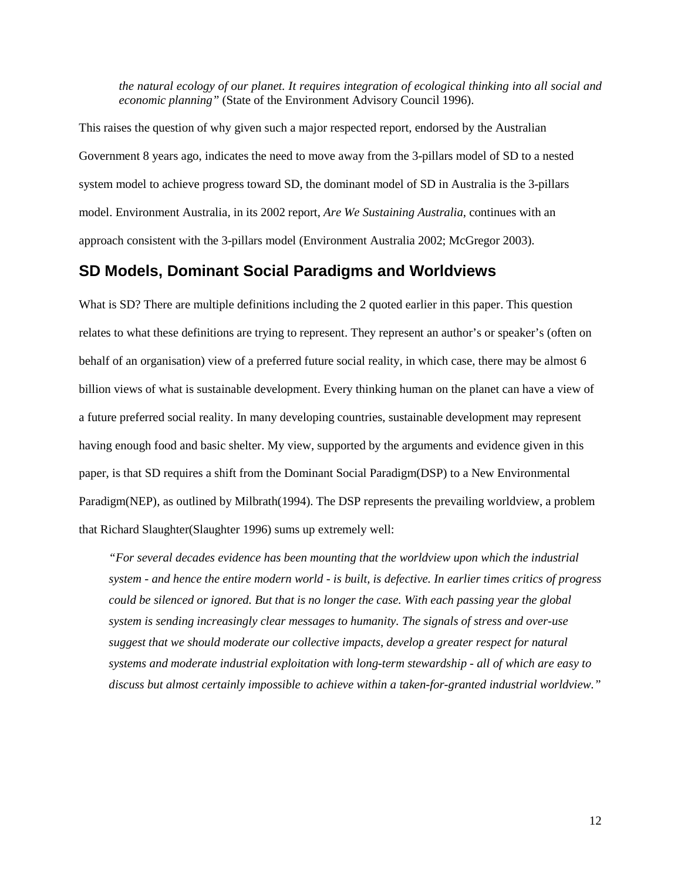> *the natural ecology of our planet. It requires integration of ecological thinking into all social and economic planning"* (State of the Environment Advisory Council 1996).

This raises the question of why given such a major respected report, endorsed by the Australian Government 8 years ago, indicates the need to move away from the 3-pillars model of SD to a nested system model to achieve progress toward SD, the dominant model of SD in Australia is the 3-pillars model. Environment Australia, in its 2002 report, *Are We Sustaining Australia*, continues with an approach consistent with the 3-pillars model (Environment Australia 2002; McGregor 2003).

## SD Models, Dominant Social Paradigms and Worldviews

What is SD? There are multiple definitions including the 2 quoted earlier in this paper. This question relates to what these definitions are trying to represent. They represent an author's or speaker's (often on behalf of an organisation) view of a preferred future social reality, in which case, there may be almost 6 billion views of what is sustainable development. Every thinking human on the planet can have a view of a future preferred social reality. In many developing countries, sustainable development may represent having enough food and basic shelter. My view, supported by the arguments and evidence given in this paper, is that SD requires a shift from the Dominant Social Paradigm(DSP) to a New Environmental Paradigm(NEP), as outlined by Milbrath(1994). The DSP represents the prevailing worldview, a problem that Richard Slaughter(Slaughter 1996) sums up extremely well:

> *"For several decades evidence has been mounting that the worldview upon which the industrial system - and hence the entire modern world - is built, is defective. In earlier times critics of progress could be silenced or ignored. But that is no longer the case. With each passing year the global system is sending increasingly clear messages to humanity. The signals of stress and over-use suggest that we should moderate our collective impacts, develop a greater respect for natural systems and moderate industrial exploitation with long-term stewardship - all of which are easy to discuss but almost certainly impossible to achieve within a taken-for-granted industrial worldview."*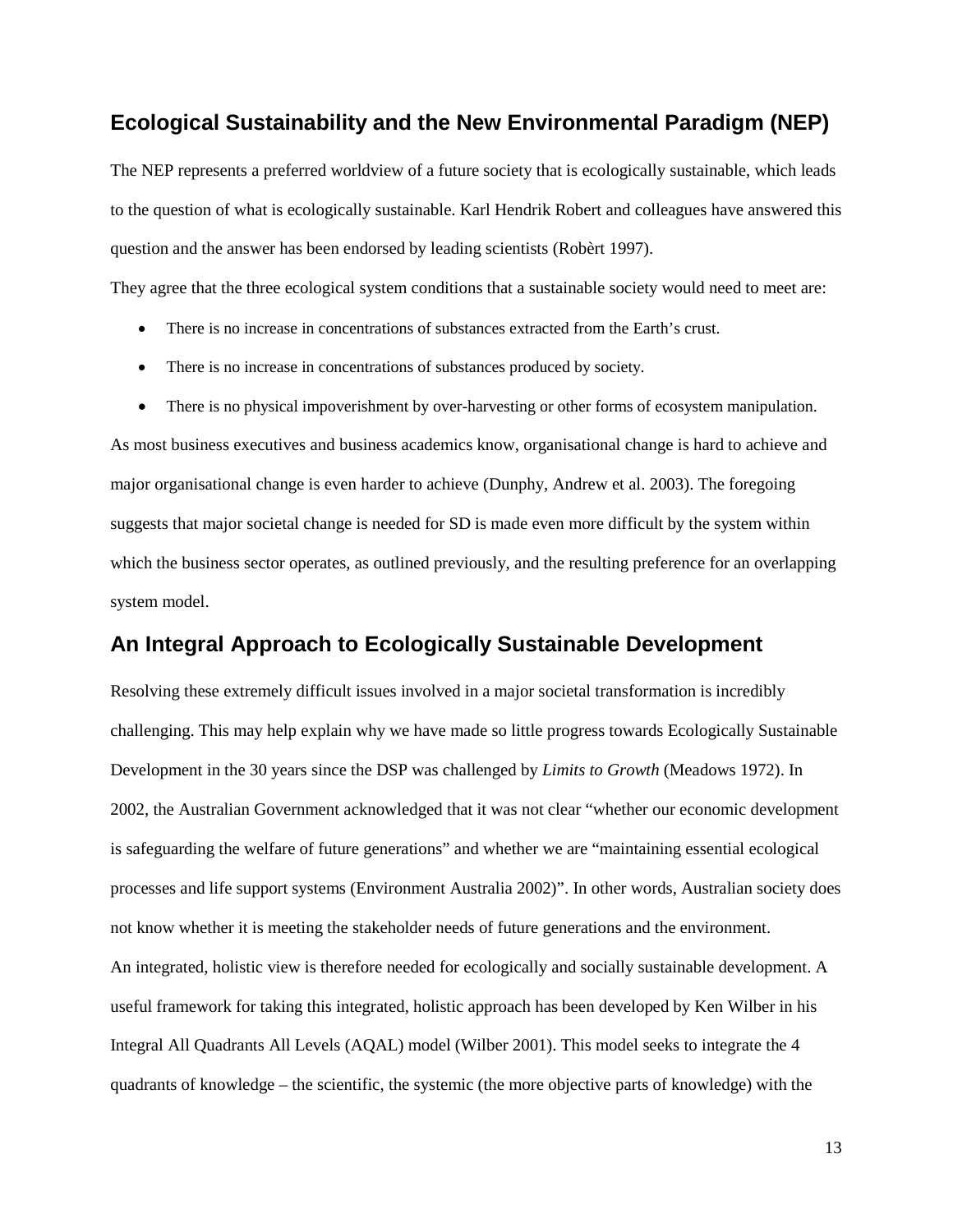## Ecological Sustainability and the New Environmental Paradigm (NEP)

The NEP represents a preferred worldview of a future society that is ecologically sustainable, which leads to the question of what is ecologically sustainable. Karl Hendrik Robert and colleagues have answered this question and the answer has been endorsed by leading scientists (Robèrt 1997).

They agree that the three ecological system conditions that a sustainable society would need to meet are:

- There is no increase in concentrations of substances extracted from the Earth's crust.
- There is no increase in concentrations of substances produced by society.
- There is no physical impoverishment by over-harvesting or other forms of ecosystem manipulation.

As most business executives and business academics know, organisational change is hard to achieve and major organisational change is even harder to achieve (Dunphy, Andrew et al. 2003). The foregoing suggests that major societal change is needed for SD is made even more difficult by the system within which the business sector operates, as outlined previously, and the resulting preference for an overlapping system model.

## An Integral Approach to Ecologically Sustainable Development

Resolving these extremely difficult issues involved in a major societal transformation is incredibly challenging. This may help explain why we have made so little progress towards Ecologically Sustainable Development in the 30 years since the DSP was challenged by *Limits to Growth* (Meadows 1972). In 2002, the Australian Government acknowledged that it was not clear "whether our economic development is safeguarding the welfare of future generations" and whether we are "maintaining essential ecological processes and life support systems (Environment Australia 2002)". In other words, Australian society does not know whether it is meeting the stakeholder needs of future generations and the environment.

An integrated, holistic view is therefore needed for ecologically and socially sustainable development. A useful framework for taking this integrated, holistic approach has been developed by Ken Wilber in his Integral All Quadrants All Levels (AQAL) model (Wilber 2001). This model seeks to integrate the 4 quadrants of knowledge – the scientific, the systemic (the more objective parts of knowledge) with the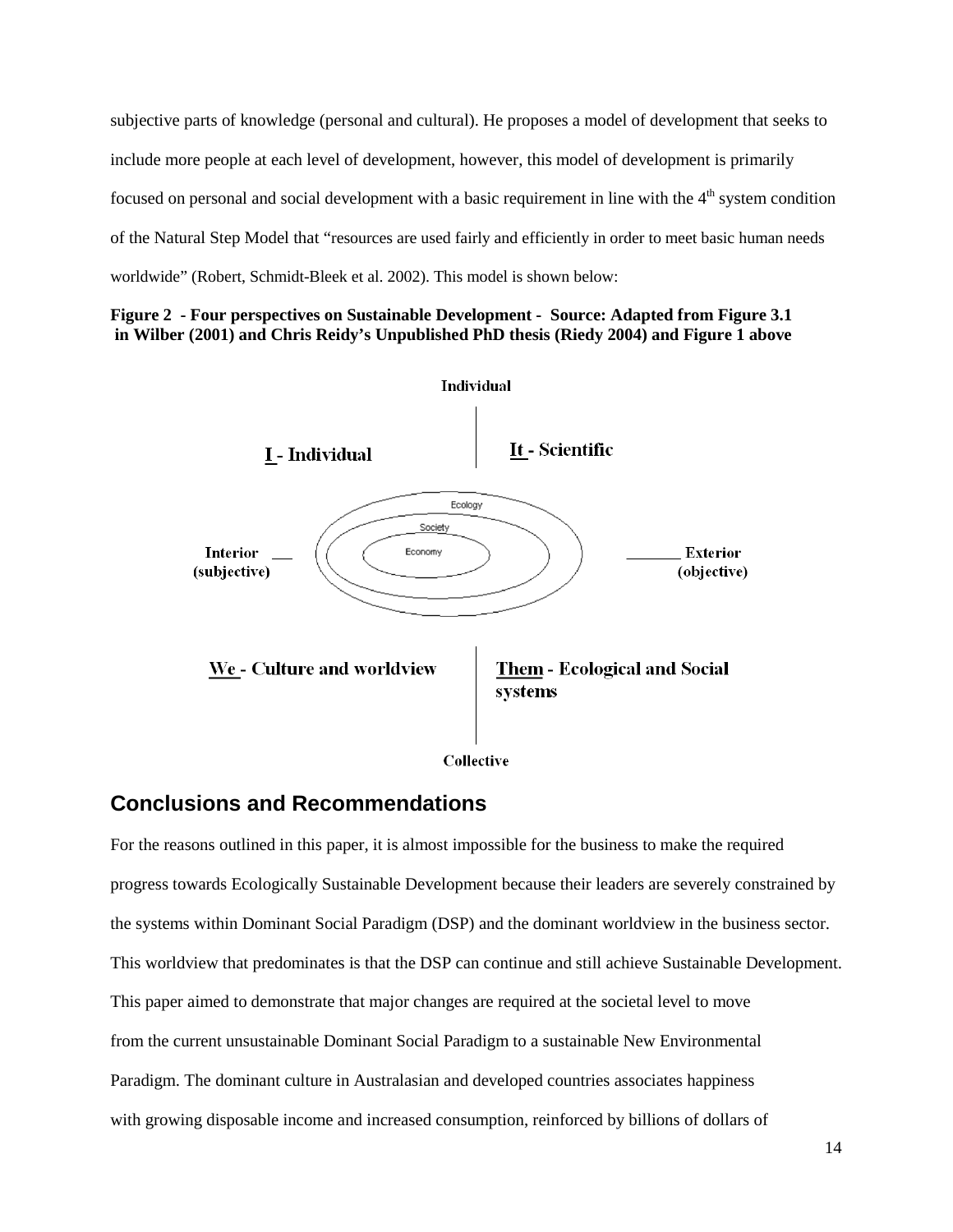subjective parts of knowledge (personal and cultural). He proposes a model of development that seeks to include more people at each level of development, however, this model of development is primarily focused on personal and social development with a basic requirement in line with the 4th system condition of the Natural Step Model that "resources are used fairly and efficiently in order to meet basic human needs worldwide" (Robert, Schmidt-Bleek et al. 2002). This model is shown below:

**Figure 2 - Four perspectives on Sustainable Development - Source: Adapted from Figure 3.1 in Wilber (2001) and Chris Reidy's Unpublished PhD thesis (Riedy 2004) and Figure 1 above**

Individual

I - Individual | It - Scientific

Ecology
Society
Economy

Interior (subjective) — Exterior (objective)

We - Culture and worldview | Them - Ecological and Social systems

Collective

## Conclusions and Recommendations

For the reasons outlined in this paper, it is almost impossible for the business to make the required progress towards Ecologically Sustainable Development because their leaders are severely constrained by the systems within Dominant Social Paradigm (DSP) and the dominant worldview in the business sector. This worldview that predominates is that the DSP can continue and still achieve Sustainable Development. This paper aimed to demonstrate that major changes are required at the societal level to move from the current unsustainable Dominant Social Paradigm to a sustainable New Environmental Paradigm. The dominant culture in Australasian and developed countries associates happiness with growing disposable income and increased consumption, reinforced by billions of dollars of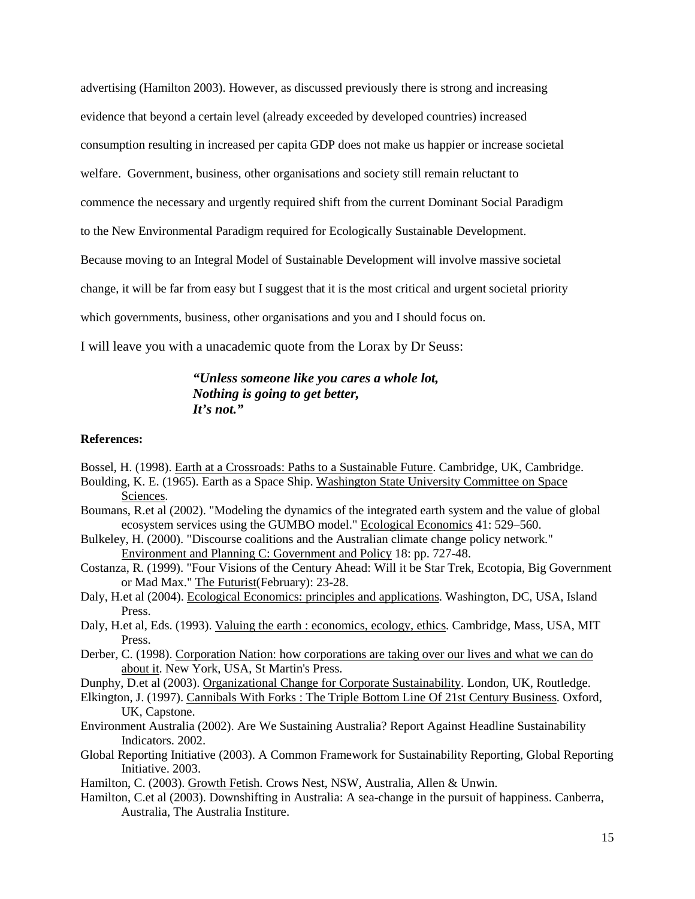advertising (Hamilton 2003). However, as discussed previously there is strong and increasing evidence that beyond a certain level (already exceeded by developed countries) increased consumption resulting in increased per capita GDP does not make us happier or increase societal welfare. Government, business, other organisations and society still remain reluctant to commence the necessary and urgently required shift from the current Dominant Social Paradigm to the New Environmental Paradigm required for Ecologically Sustainable Development. Because moving to an Integral Model of Sustainable Development will involve massive societal change, it will be far from easy but I suggest that it is the most critical and urgent societal priority which governments, business, other organisations and you and I should focus on.

I will leave you with a unacademic quote from the Lorax by Dr Seuss:

> ***"Unless someone like you cares a whole lot,***
> ***Nothing is going to get better,***
> ***It's not."***

**References:**

Bossel, H. (1998). Earth at a Crossroads: Paths to a Sustainable Future. Cambridge, UK, Cambridge.

Boulding, K. E. (1965). Earth as a Space Ship. Washington State University Committee on Space Sciences.

Boumans, R.et al (2002). "Modeling the dynamics of the integrated earth system and the value of global ecosystem services using the GUMBO model." Ecological Economics 41: 529–560.

Bulkeley, H. (2000). "Discourse coalitions and the Australian climate change policy network." Environment and Planning C: Government and Policy 18: pp. 727-48.

Costanza, R. (1999). "Four Visions of the Century Ahead: Will it be Star Trek, Ecotopia, Big Government or Mad Max." The Futurist(February): 23-28.

Daly, H.et al (2004). Ecological Economics: principles and applications. Washington, DC, USA, Island Press.

Daly, H.et al, Eds. (1993). Valuing the earth : economics, ecology, ethics. Cambridge, Mass, USA, MIT Press.

Derber, C. (1998). Corporation Nation: how corporations are taking over our lives and what we can do about it. New York, USA, St Martin's Press.

Dunphy, D.et al (2003). Organizational Change for Corporate Sustainability. London, UK, Routledge.

Elkington, J. (1997). Cannibals With Forks : The Triple Bottom Line Of 21st Century Business. Oxford, UK, Capstone.

Environment Australia (2002). Are We Sustaining Australia? Report Against Headline Sustainability Indicators. 2002.

Global Reporting Initiative (2003). A Common Framework for Sustainability Reporting, Global Reporting Initiative. 2003.

Hamilton, C. (2003). Growth Fetish. Crows Nest, NSW, Australia, Allen & Unwin.

Hamilton, C.et al (2003). Downshifting in Australia: A sea-change in the pursuit of happiness. Canberra, Australia, The Australia Institure.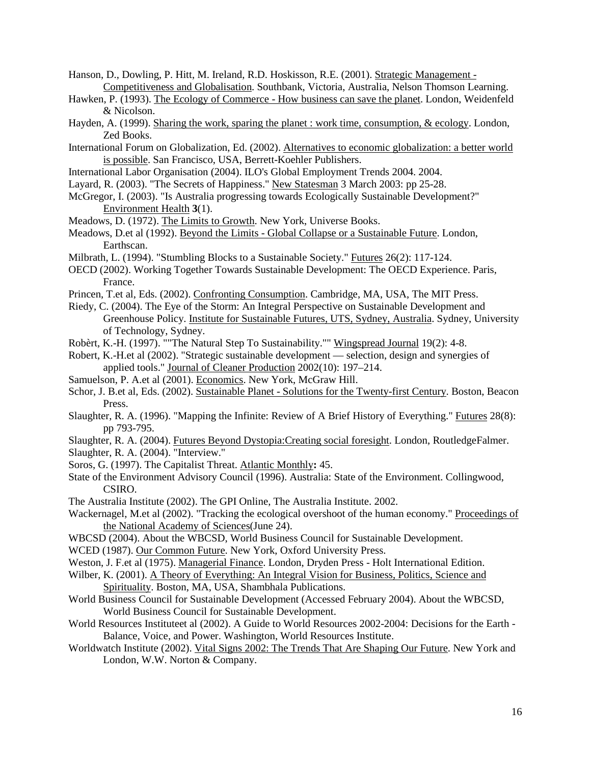Hanson, D., Dowling, P. Hitt, M. Ireland, R.D. Hoskisson, R.E. (2001). Strategic Management - Competitiveness and Globalisation. Southbank, Victoria, Australia, Nelson Thomson Learning.

Hawken, P. (1993). The Ecology of Commerce - How business can save the planet. London, Weidenfeld & Nicolson.

Hayden, A. (1999). Sharing the work, sparing the planet : work time, consumption, & ecology. London, Zed Books.

International Forum on Globalization, Ed. (2002). Alternatives to economic globalization: a better world is possible. San Francisco, USA, Berrett-Koehler Publishers.

International Labor Organisation (2004). ILO's Global Employment Trends 2004. 2004.

Layard, R. (2003). "The Secrets of Happiness." New Statesman 3 March 2003: pp 25-28.

McGregor, I. (2003). "Is Australia progressing towards Ecologically Sustainable Development?" Environment Health **3**(1).

Meadows, D. (1972). The Limits to Growth. New York, Universe Books.

Meadows, D.et al (1992). Beyond the Limits - Global Collapse or a Sustainable Future. London, Earthscan.

Milbrath, L. (1994). "Stumbling Blocks to a Sustainable Society." Futures 26(2): 117-124.

OECD (2002). Working Together Towards Sustainable Development: The OECD Experience. Paris, France.

Princen, T.et al, Eds. (2002). Confronting Consumption. Cambridge, MA, USA, The MIT Press.

Riedy, C. (2004). The Eye of the Storm: An Integral Perspective on Sustainable Development and Greenhouse Policy. Institute for Sustainable Futures, UTS, Sydney, Australia. Sydney, University of Technology, Sydney.

Robèrt, K.-H. (1997). ""The Natural Step To Sustainability."" Wingspread Journal 19(2): 4-8.

Robert, K.-H.et al (2002). "Strategic sustainable development — selection, design and synergies of applied tools." Journal of Cleaner Production 2002(10): 197–214.

Samuelson, P. A.et al (2001). Economics. New York, McGraw Hill.

Schor, J. B.et al, Eds. (2002). Sustainable Planet - Solutions for the Twenty-first Century. Boston, Beacon Press.

Slaughter, R. A. (1996). "Mapping the Infinite: Review of A Brief History of Everything." Futures 28(8): pp 793-795.

Slaughter, R. A. (2004). Futures Beyond Dystopia:Creating social foresight. London, RoutledgeFalmer.

Slaughter, R. A. (2004). "Interview."

Soros, G. (1997). The Capitalist Threat. Atlantic Monthly**:** 45.

State of the Environment Advisory Council (1996). Australia: State of the Environment. Collingwood, CSIRO.

The Australia Institute (2002). The GPI Online, The Australia Institute. 2002.

Wackernagel, M.et al (2002). "Tracking the ecological overshoot of the human economy." Proceedings of the National Academy of Sciences(June 24).

WBCSD (2004). About the WBCSD, World Business Council for Sustainable Development.

WCED (1987). Our Common Future. New York, Oxford University Press.

Weston, J. F.et al (1975). Managerial Finance. London, Dryden Press - Holt International Edition.

Wilber, K. (2001). A Theory of Everything: An Integral Vision for Business, Politics, Science and Spirituality. Boston, MA, USA, Shambhala Publications.

World Business Council for Sustainable Development (Accessed February 2004). About the WBCSD, World Business Council for Sustainable Development.

World Resources Instituteet al (2002). A Guide to World Resources 2002-2004: Decisions for the Earth - Balance, Voice, and Power. Washington, World Resources Institute.

Worldwatch Institute (2002). Vital Signs 2002: The Trends That Are Shaping Our Future. New York and London, W.W. Norton & Company.